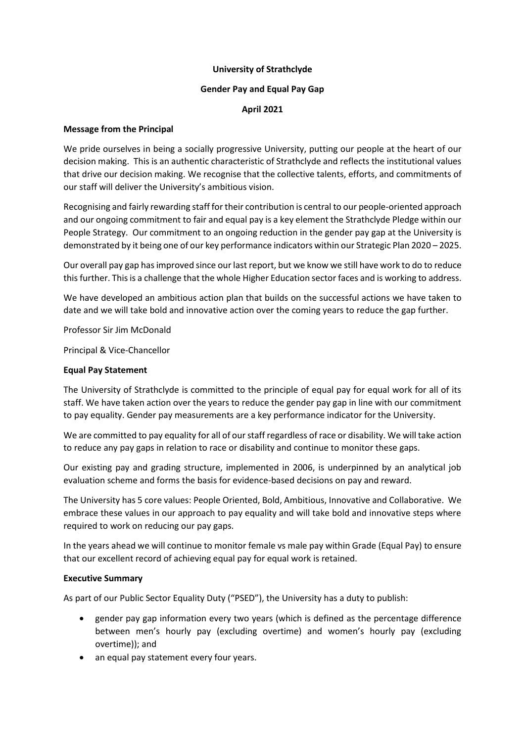# University of Strathclyde

## Gender Pay and Equal Pay Gap

## April 2021

### Message from the Principal

We pride ourselves in being a socially progressive University, putting our people at the heart of our decision making. This is an authentic characteristic of Strathclyde and reflects the institutional values that drive our decision making. We recognise that the collective talents, efforts, and commitments of our staff will deliver the University's ambitious vision.

Recognising and fairly rewarding staff for their contribution is central to our people-oriented approach and our ongoing commitment to fair and equal pay is a key element the Strathclyde Pledge within our People Strategy. Our commitment to an ongoing reduction in the gender pay gap at the University is demonstrated by it being one of our key performance indicators within our Strategic Plan 2020 – 2025.

Our overall pay gap has improved since our last report, but we know we still have work to do to reduce this further. This is a challenge that the whole Higher Education sector faces and is working to address.

We have developed an ambitious action plan that builds on the successful actions we have taken to date and we will take bold and innovative action over the coming years to reduce the gap further.

Professor Sir Jim McDonald

Principal & Vice-Chancellor

### Equal Pay Statement

The University of Strathclyde is committed to the principle of equal pay for equal work for all of its staff. We have taken action over the years to reduce the gender pay gap in line with our commitment to pay equality. Gender pay measurements are a key performance indicator for the University.

We are committed to pay equality for all of our staff regardless of race or disability. We will take action to reduce any pay gaps in relation to race or disability and continue to monitor these gaps.

Our existing pay and grading structure, implemented in 2006, is underpinned by an analytical job evaluation scheme and forms the basis for evidence-based decisions on pay and reward.

The University has 5 core values: People Oriented, Bold, Ambitious, Innovative and Collaborative. We embrace these values in our approach to pay equality and will take bold and innovative steps where required to work on reducing our pay gaps.

In the years ahead we will continue to monitor female vs male pay within Grade (Equal Pay) to ensure that our excellent record of achieving equal pay for equal work is retained.

### Executive Summary

As part of our Public Sector Equality Duty ("PSED"), the University has a duty to publish:

- gender pay gap information every two years (which is defined as the percentage difference between men's hourly pay (excluding overtime) and women's hourly pay (excluding overtime)); and
- an equal pay statement every four years.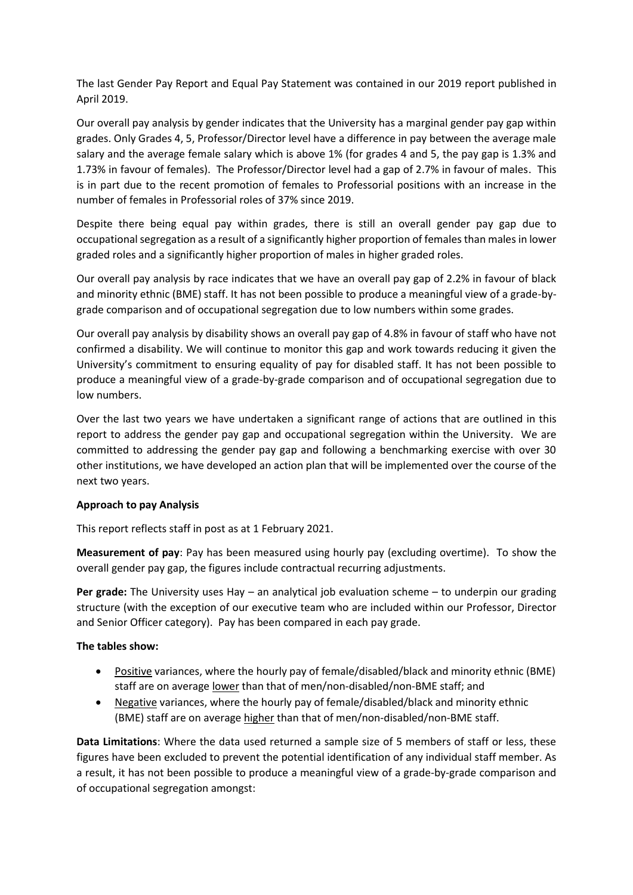The last Gender Pay Report and Equal Pay Statement was contained in our 2019 report published in April 2019.

Our overall pay analysis by gender indicates that the University has a marginal gender pay gap within grades. Only Grades 4, 5, Professor/Director level have a difference in pay between the average male salary and the average female salary which is above 1% (for grades 4 and 5, the pay gap is 1.3% and 1.73% in favour of females). The Professor/Director level had a gap of 2.7% in favour of males. This is in part due to the recent promotion of females to Professorial positions with an increase in the number of females in Professorial roles of 37% since 2019.

Despite there being equal pay within grades, there is still an overall gender pay gap due to occupational segregation as a result of a significantly higher proportion of females than males in lower graded roles and a significantly higher proportion of males in higher graded roles.

Our overall pay analysis by race indicates that we have an overall pay gap of 2.2% in favour of black and minority ethnic (BME) staff. It has not been possible to produce a meaningful view of a grade-by-grade comparison and of occupational segregation due to low numbers within some grades.

Our overall pay analysis by disability shows an overall pay gap of 4.8% in favour of staff who have not confirmed a disability. We will continue to monitor this gap and work towards reducing it given the University's commitment to ensuring equality of pay for disabled staff. It has not been possible to produce a meaningful view of a grade-by-grade comparison and of occupational segregation due to low numbers.

Over the last two years we have undertaken a significant range of actions that are outlined in this report to address the gender pay gap and occupational segregation within the University. We are committed to addressing the gender pay gap and following a benchmarking exercise with over 30 other institutions, we have developed an action plan that will be implemented over the course of the next two years.

**Approach to pay Analysis**

This report reflects staff in post as at 1 February 2021.

**Measurement of pay**: Pay has been measured using hourly pay (excluding overtime). To show the overall gender pay gap, the figures include contractual recurring adjustments.

**Per grade:** The University uses Hay – an analytical job evaluation scheme – to underpin our grading structure (with the exception of our executive team who are included within our Professor, Director and Senior Officer category). Pay has been compared in each pay grade.

**The tables show:**

- Positive variances, where the hourly pay of female/disabled/black and minority ethnic (BME) staff are on average lower than that of men/non-disabled/non-BME staff; and
- Negative variances, where the hourly pay of female/disabled/black and minority ethnic (BME) staff are on average higher than that of men/non-disabled/non-BME staff.

**Data Limitations**: Where the data used returned a sample size of 5 members of staff or less, these figures have been excluded to prevent the potential identification of any individual staff member. As a result, it has not been possible to produce a meaningful view of a grade-by-grade comparison and of occupational segregation amongst: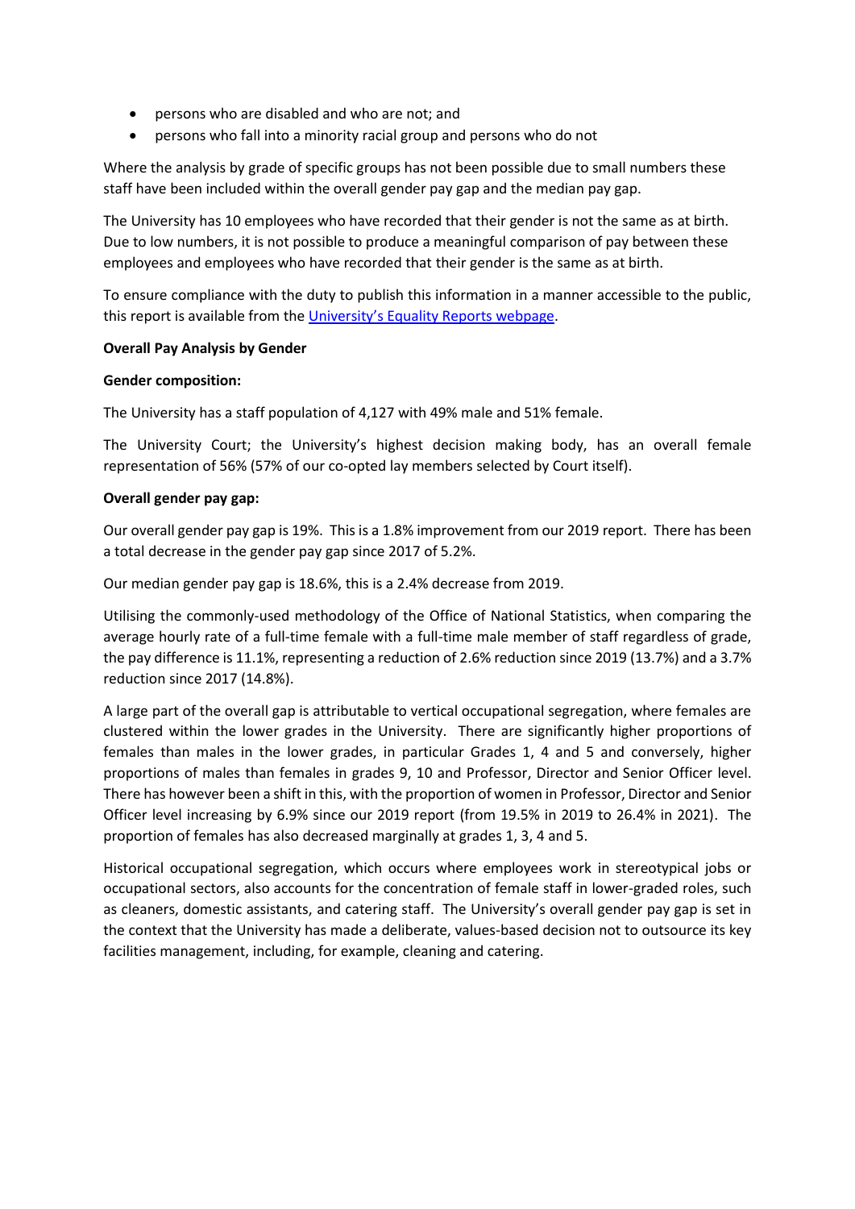- persons who are disabled and who are not; and
- persons who fall into a minority racial group and persons who do not

Where the analysis by grade of specific groups has not been possible due to small numbers these staff have been included within the overall gender pay gap and the median pay gap.

The University has 10 employees who have recorded that their gender is not the same as at birth. Due to low numbers, it is not possible to produce a meaningful comparison of pay between these employees and employees who have recorded that their gender is the same as at birth.

To ensure compliance with the duty to publish this information in a manner accessible to the public, this report is available from the University's Equality Reports webpage.

**Overall Pay Analysis by Gender**

**Gender composition:**

The University has a staff population of 4,127 with 49% male and 51% female.

The University Court; the University's highest decision making body, has an overall female representation of 56% (57% of our co-opted lay members selected by Court itself).

**Overall gender pay gap:**

Our overall gender pay gap is 19%. This is a 1.8% improvement from our 2019 report. There has been a total decrease in the gender pay gap since 2017 of 5.2%.

Our median gender pay gap is 18.6%, this is a 2.4% decrease from 2019.

Utilising the commonly-used methodology of the Office of National Statistics, when comparing the average hourly rate of a full-time female with a full-time male member of staff regardless of grade, the pay difference is 11.1%, representing a reduction of 2.6% reduction since 2019 (13.7%) and a 3.7% reduction since 2017 (14.8%).

A large part of the overall gap is attributable to vertical occupational segregation, where females are clustered within the lower grades in the University. There are significantly higher proportions of females than males in the lower grades, in particular Grades 1, 4 and 5 and conversely, higher proportions of males than females in grades 9, 10 and Professor, Director and Senior Officer level. There has however been a shift in this, with the proportion of women in Professor, Director and Senior Officer level increasing by 6.9% since our 2019 report (from 19.5% in 2019 to 26.4% in 2021). The proportion of females has also decreased marginally at grades 1, 3, 4 and 5.

Historical occupational segregation, which occurs where employees work in stereotypical jobs or occupational sectors, also accounts for the concentration of female staff in lower-graded roles, such as cleaners, domestic assistants, and catering staff. The University's overall gender pay gap is set in the context that the University has made a deliberate, values-based decision not to outsource its key facilities management, including, for example, cleaning and catering.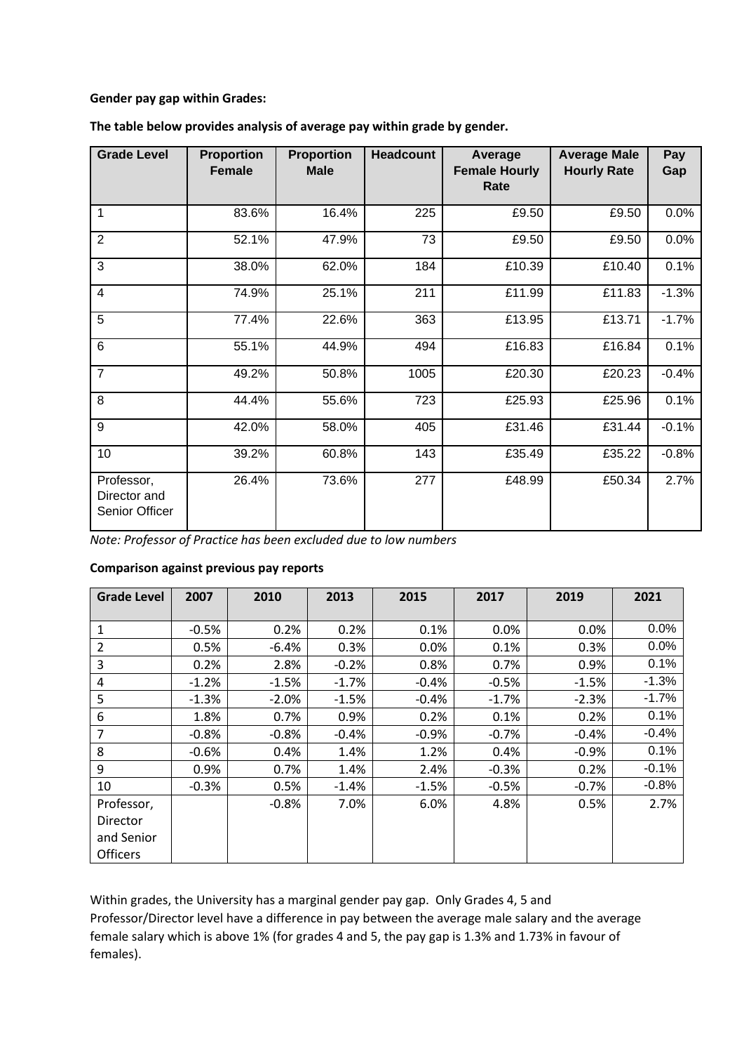**Gender pay gap within Grades:**

**The table below provides analysis of average pay within grade by gender.**

| Grade Level | Proportion Female | Proportion Male | Headcount | Average Female Hourly Rate | Average Male Hourly Rate | Pay Gap |
|---|---|---|---|---|---|---|
| 1 | 83.6% | 16.4% | 225 | £9.50 | £9.50 | 0.0% |
| 2 | 52.1% | 47.9% | 73 | £9.50 | £9.50 | 0.0% |
| 3 | 38.0% | 62.0% | 184 | £10.39 | £10.40 | 0.1% |
| 4 | 74.9% | 25.1% | 211 | £11.99 | £11.83 | -1.3% |
| 5 | 77.4% | 22.6% | 363 | £13.95 | £13.71 | -1.7% |
| 6 | 55.1% | 44.9% | 494 | £16.83 | £16.84 | 0.1% |
| 7 | 49.2% | 50.8% | 1005 | £20.30 | £20.23 | -0.4% |
| 8 | 44.4% | 55.6% | 723 | £25.93 | £25.96 | 0.1% |
| 9 | 42.0% | 58.0% | 405 | £31.46 | £31.44 | -0.1% |
| 10 | 39.2% | 60.8% | 143 | £35.49 | £35.22 | -0.8% |
| Professor, Director and Senior Officer | 26.4% | 73.6% | 277 | £48.99 | £50.34 | 2.7% |

*Note: Professor of Practice has been excluded due to low numbers*

**Comparison against previous pay reports**

| Grade Level | 2007 | 2010 | 2013 | 2015 | 2017 | 2019 | 2021 |
|---|---|---|---|---|---|---|---|
| 1 | -0.5% | 0.2% | 0.2% | 0.1% | 0.0% | 0.0% | 0.0% |
| 2 | 0.5% | -6.4% | 0.3% | 0.0% | 0.1% | 0.3% | 0.0% |
| 3 | 0.2% | 2.8% | -0.2% | 0.8% | 0.7% | 0.9% | 0.1% |
| 4 | -1.2% | -1.5% | -1.7% | -0.4% | -0.5% | -1.5% | -1.3% |
| 5 | -1.3% | -2.0% | -1.5% | -0.4% | -1.7% | -2.3% | -1.7% |
| 6 | 1.8% | 0.7% | 0.9% | 0.2% | 0.1% | 0.2% | 0.1% |
| 7 | -0.8% | -0.8% | -0.4% | -0.9% | -0.7% | -0.4% | -0.4% |
| 8 | -0.6% | 0.4% | 1.4% | 1.2% | 0.4% | -0.9% | 0.1% |
| 9 | 0.9% | 0.7% | 1.4% | 2.4% | -0.3% | 0.2% | -0.1% |
| 10 | -0.3% | 0.5% | -1.4% | -1.5% | -0.5% | -0.7% | -0.8% |
| Professor, Director and Senior Officers | | -0.8% | 7.0% | 6.0% | 4.8% | 0.5% | 2.7% |

Within grades, the University has a marginal gender pay gap. Only Grades 4, 5 and Professor/Director level have a difference in pay between the average male salary and the average female salary which is above 1% (for grades 4 and 5, the pay gap is 1.3% and 1.73% in favour of females).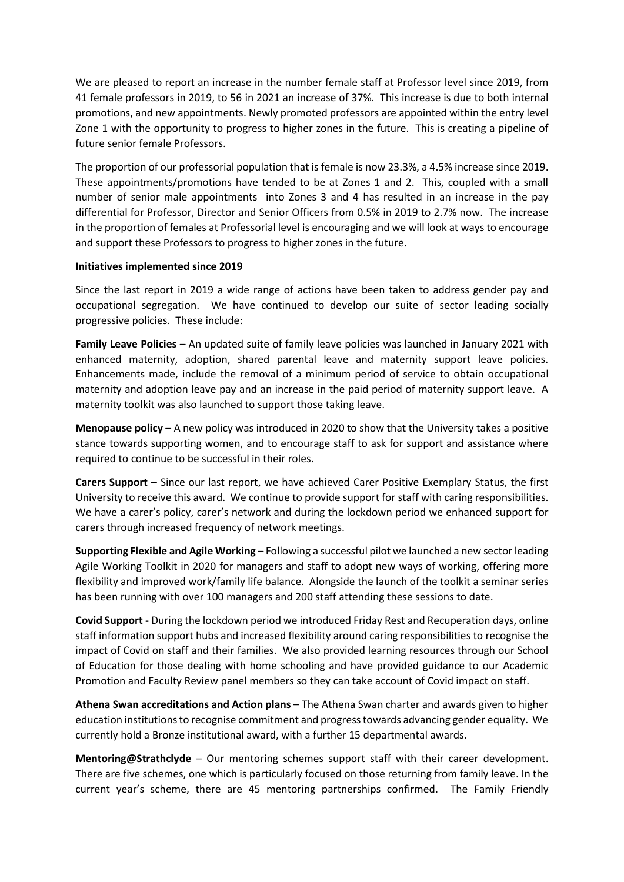We are pleased to report an increase in the number female staff at Professor level since 2019, from 41 female professors in 2019, to 56 in 2021 an increase of 37%. This increase is due to both internal promotions, and new appointments. Newly promoted professors are appointed within the entry level Zone 1 with the opportunity to progress to higher zones in the future. This is creating a pipeline of future senior female Professors.

The proportion of our professorial population that is female is now 23.3%, a 4.5% increase since 2019. These appointments/promotions have tended to be at Zones 1 and 2. This, coupled with a small number of senior male appointments into Zones 3 and 4 has resulted in an increase in the pay differential for Professor, Director and Senior Officers from 0.5% in 2019 to 2.7% now. The increase in the proportion of females at Professorial level is encouraging and we will look at ways to encourage and support these Professors to progress to higher zones in the future.

**Initiatives implemented since 2019**

Since the last report in 2019 a wide range of actions have been taken to address gender pay and occupational segregation. We have continued to develop our suite of sector leading socially progressive policies. These include:

**Family Leave Policies** – An updated suite of family leave policies was launched in January 2021 with enhanced maternity, adoption, shared parental leave and maternity support leave policies. Enhancements made, include the removal of a minimum period of service to obtain occupational maternity and adoption leave pay and an increase in the paid period of maternity support leave. A maternity toolkit was also launched to support those taking leave.

**Menopause policy** – A new policy was introduced in 2020 to show that the University takes a positive stance towards supporting women, and to encourage staff to ask for support and assistance where required to continue to be successful in their roles.

**Carers Support** – Since our last report, we have achieved Carer Positive Exemplary Status, the first University to receive this award. We continue to provide support for staff with caring responsibilities. We have a carer's policy, carer's network and during the lockdown period we enhanced support for carers through increased frequency of network meetings.

**Supporting Flexible and Agile Working** – Following a successful pilot we launched a new sector leading Agile Working Toolkit in 2020 for managers and staff to adopt new ways of working, offering more flexibility and improved work/family life balance. Alongside the launch of the toolkit a seminar series has been running with over 100 managers and 200 staff attending these sessions to date.

**Covid Support** - During the lockdown period we introduced Friday Rest and Recuperation days, online staff information support hubs and increased flexibility around caring responsibilities to recognise the impact of Covid on staff and their families. We also provided learning resources through our School of Education for those dealing with home schooling and have provided guidance to our Academic Promotion and Faculty Review panel members so they can take account of Covid impact on staff.

**Athena Swan accreditations and Action plans** – The Athena Swan charter and awards given to higher education institutions to recognise commitment and progress towards advancing gender equality. We currently hold a Bronze institutional award, with a further 15 departmental awards.

**Mentoring@Strathclyde** – Our mentoring schemes support staff with their career development. There are five schemes, one which is particularly focused on those returning from family leave. In the current year's scheme, there are 45 mentoring partnerships confirmed. The Family Friendly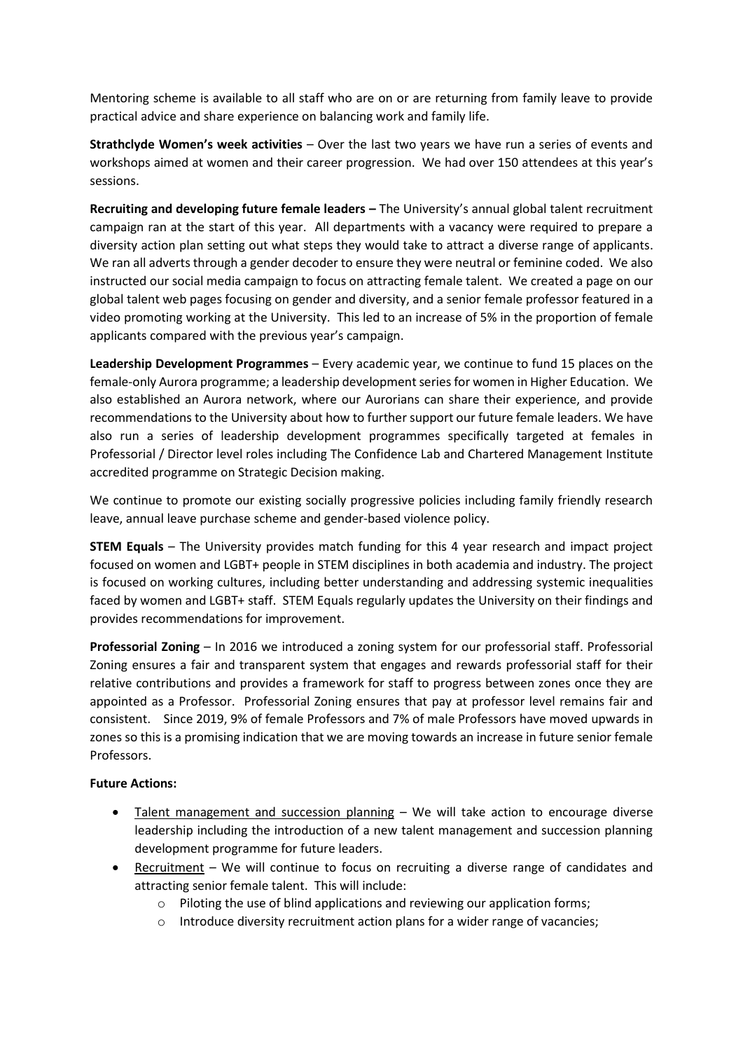Mentoring scheme is available to all staff who are on or are returning from family leave to provide practical advice and share experience on balancing work and family life.

**Strathclyde Women's week activities** – Over the last two years we have run a series of events and workshops aimed at women and their career progression. We had over 150 attendees at this year's sessions.

**Recruiting and developing future female leaders –** The University's annual global talent recruitment campaign ran at the start of this year. All departments with a vacancy were required to prepare a diversity action plan setting out what steps they would take to attract a diverse range of applicants. We ran all adverts through a gender decoder to ensure they were neutral or feminine coded. We also instructed our social media campaign to focus on attracting female talent. We created a page on our global talent web pages focusing on gender and diversity, and a senior female professor featured in a video promoting working at the University. This led to an increase of 5% in the proportion of female applicants compared with the previous year's campaign.

**Leadership Development Programmes** – Every academic year, we continue to fund 15 places on the female-only Aurora programme; a leadership development series for women in Higher Education. We also established an Aurora network, where our Aurorians can share their experience, and provide recommendations to the University about how to further support our future female leaders. We have also run a series of leadership development programmes specifically targeted at females in Professorial / Director level roles including The Confidence Lab and Chartered Management Institute accredited programme on Strategic Decision making.

We continue to promote our existing socially progressive policies including family friendly research leave, annual leave purchase scheme and gender-based violence policy.

**STEM Equals** – The University provides match funding for this 4 year research and impact project focused on women and LGBT+ people in STEM disciplines in both academia and industry. The project is focused on working cultures, including better understanding and addressing systemic inequalities faced by women and LGBT+ staff. STEM Equals regularly updates the University on their findings and provides recommendations for improvement.

**Professorial Zoning** – In 2016 we introduced a zoning system for our professorial staff. Professorial Zoning ensures a fair and transparent system that engages and rewards professorial staff for their relative contributions and provides a framework for staff to progress between zones once they are appointed as a Professor. Professorial Zoning ensures that pay at professor level remains fair and consistent. Since 2019, 9% of female Professors and 7% of male Professors have moved upwards in zones so this is a promising indication that we are moving towards an increase in future senior female Professors.

**Future Actions:**

- <u>Talent management and succession planning</u> – We will take action to encourage diverse leadership including the introduction of a new talent management and succession planning development programme for future leaders.
- <u>Recruitment</u> – We will continue to focus on recruiting a diverse range of candidates and attracting senior female talent. This will include:
  - Piloting the use of blind applications and reviewing our application forms;
  - Introduce diversity recruitment action plans for a wider range of vacancies;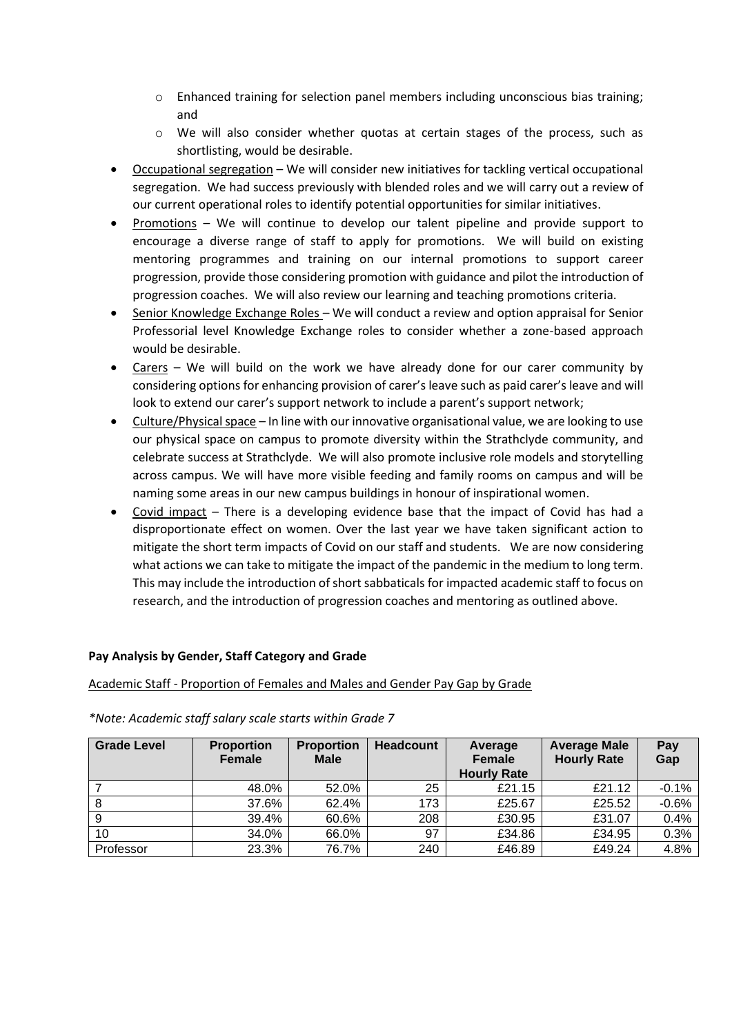- Enhanced training for selection panel members including unconscious bias training; and
  - We will also consider whether quotas at certain stages of the process, such as shortlisting, would be desirable.
- Occupational segregation – We will consider new initiatives for tackling vertical occupational segregation. We had success previously with blended roles and we will carry out a review of our current operational roles to identify potential opportunities for similar initiatives.
- Promotions – We will continue to develop our talent pipeline and provide support to encourage a diverse range of staff to apply for promotions. We will build on existing mentoring programmes and training on our internal promotions to support career progression, provide those considering promotion with guidance and pilot the introduction of progression coaches. We will also review our learning and teaching promotions criteria.
- Senior Knowledge Exchange Roles – We will conduct a review and option appraisal for Senior Professorial level Knowledge Exchange roles to consider whether a zone-based approach would be desirable.
- Carers – We will build on the work we have already done for our carer community by considering options for enhancing provision of carer's leave such as paid carer's leave and will look to extend our carer's support network to include a parent's support network;
- Culture/Physical space – In line with our innovative organisational value, we are looking to use our physical space on campus to promote diversity within the Strathclyde community, and celebrate success at Strathclyde. We will also promote inclusive role models and storytelling across campus. We will have more visible feeding and family rooms on campus and will be naming some areas in our new campus buildings in honour of inspirational women.
- Covid impact – There is a developing evidence base that the impact of Covid has had a disproportionate effect on women. Over the last year we have taken significant action to mitigate the short term impacts of Covid on our staff and students. We are now considering what actions we can take to mitigate the impact of the pandemic in the medium to long term. This may include the introduction of short sabbaticals for impacted academic staff to focus on research, and the introduction of progression coaches and mentoring as outlined above.

**Pay Analysis by Gender, Staff Category and Grade**

Academic Staff - Proportion of Females and Males and Gender Pay Gap by Grade

*\*Note: Academic staff salary scale starts within Grade 7*

| Grade Level | Proportion Female | Proportion Male | Headcount | Average Female Hourly Rate | Average Male Hourly Rate | Pay Gap |
|---|---|---|---|---|---|---|
| 7 | 48.0% | 52.0% | 25 | £21.15 | £21.12 | -0.1% |
| 8 | 37.6% | 62.4% | 173 | £25.67 | £25.52 | -0.6% |
| 9 | 39.4% | 60.6% | 208 | £30.95 | £31.07 | 0.4% |
| 10 | 34.0% | 66.0% | 97 | £34.86 | £34.95 | 0.3% |
| Professor | 23.3% | 76.7% | 240 | £46.89 | £49.24 | 4.8% |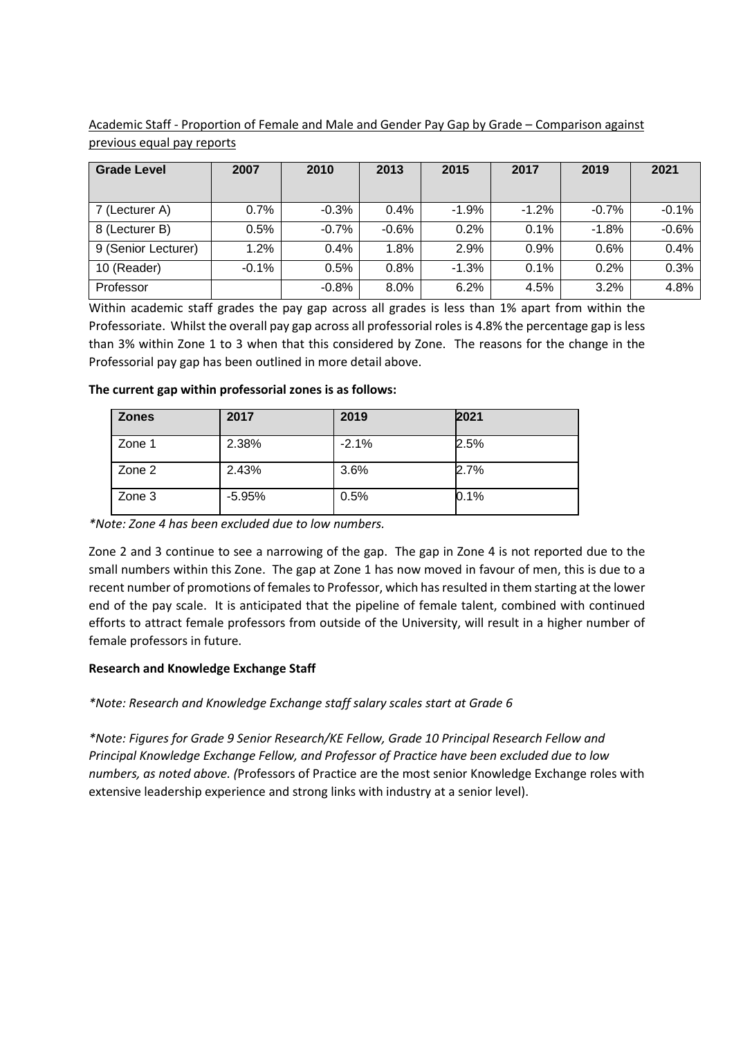Academic Staff - Proportion of Female and Male and Gender Pay Gap by Grade – Comparison against previous equal pay reports

| Grade Level | 2007 | 2010 | 2013 | 2015 | 2017 | 2019 | 2021 |
|---|---|---|---|---|---|---|---|
| 7 (Lecturer A) | 0.7% | -0.3% | 0.4% | -1.9% | -1.2% | -0.7% | -0.1% |
| 8 (Lecturer B) | 0.5% | -0.7% | -0.6% | 0.2% | 0.1% | -1.8% | -0.6% |
| 9 (Senior Lecturer) | 1.2% | 0.4% | 1.8% | 2.9% | 0.9% | 0.6% | 0.4% |
| 10 (Reader) | -0.1% | 0.5% | 0.8% | -1.3% | 0.1% | 0.2% | 0.3% |
| Professor | | -0.8% | 8.0% | 6.2% | 4.5% | 3.2% | 4.8% |

Within academic staff grades the pay gap across all grades is less than 1% apart from within the Professoriate. Whilst the overall pay gap across all professorial roles is 4.8% the percentage gap is less than 3% within Zone 1 to 3 when that this considered by Zone. The reasons for the change in the Professorial pay gap has been outlined in more detail above.

**The current gap within professorial zones is as follows:**

| Zones | 2017 | 2019 | 2021 |
|---|---|---|---|
| Zone 1 | 2.38% | -2.1% | 2.5% |
| Zone 2 | 2.43% | 3.6% | 2.7% |
| Zone 3 | -5.95% | 0.5% | 0.1% |

*\*Note: Zone 4 has been excluded due to low numbers.*

Zone 2 and 3 continue to see a narrowing of the gap. The gap in Zone 4 is not reported due to the small numbers within this Zone. The gap at Zone 1 has now moved in favour of men, this is due to a recent number of promotions of females to Professor, which has resulted in them starting at the lower end of the pay scale. It is anticipated that the pipeline of female talent, combined with continued efforts to attract female professors from outside of the University, will result in a higher number of female professors in future.

**Research and Knowledge Exchange Staff**

*\*Note: Research and Knowledge Exchange staff salary scales start at Grade 6*

*\*Note: Figures for Grade 9 Senior Research/KE Fellow, Grade 10 Principal Research Fellow and Principal Knowledge Exchange Fellow, and Professor of Practice have been excluded due to low numbers, as noted above. (*Professors of Practice are the most senior Knowledge Exchange roles with extensive leadership experience and strong links with industry at a senior level).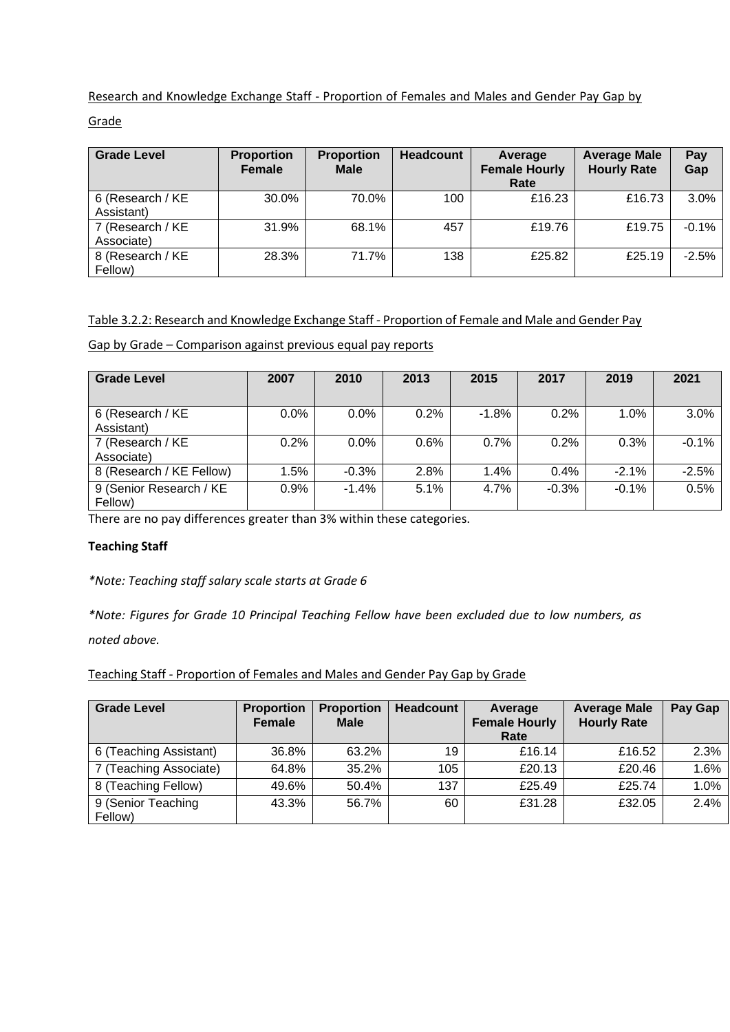Research and Knowledge Exchange Staff - Proportion of Females and Males and Gender Pay Gap by Grade

| Grade Level | Proportion Female | Proportion Male | Headcount | Average Female Hourly Rate | Average Male Hourly Rate | Pay Gap |
|---|---|---|---|---|---|---|
| 6 (Research / KE Assistant) | 30.0% | 70.0% | 100 | £16.23 | £16.73 | 3.0% |
| 7 (Research / KE Associate) | 31.9% | 68.1% | 457 | £19.76 | £19.75 | -0.1% |
| 8 (Research / KE Fellow) | 28.3% | 71.7% | 138 | £25.82 | £25.19 | -2.5% |

Table 3.2.2: Research and Knowledge Exchange Staff - Proportion of Female and Male and Gender Pay Gap by Grade – Comparison against previous equal pay reports

| Grade Level | 2007 | 2010 | 2013 | 2015 | 2017 | 2019 | 2021 |
|---|---|---|---|---|---|---|---|
| 6 (Research / KE Assistant) | 0.0% | 0.0% | 0.2% | -1.8% | 0.2% | 1.0% | 3.0% |
| 7 (Research / KE Associate) | 0.2% | 0.0% | 0.6% | 0.7% | 0.2% | 0.3% | -0.1% |
| 8 (Research / KE Fellow) | 1.5% | -0.3% | 2.8% | 1.4% | 0.4% | -2.1% | -2.5% |
| 9 (Senior Research / KE Fellow) | 0.9% | -1.4% | 5.1% | 4.7% | -0.3% | -0.1% | 0.5% |

There are no pay differences greater than 3% within these categories.

**Teaching Staff**

*\*Note: Teaching staff salary scale starts at Grade 6*

*\*Note: Figures for Grade 10 Principal Teaching Fellow have been excluded due to low numbers, as noted above.*

Teaching Staff - Proportion of Females and Males and Gender Pay Gap by Grade

| Grade Level | Proportion Female | Proportion Male | Headcount | Average Female Hourly Rate | Average Male Hourly Rate | Pay Gap |
|---|---|---|---|---|---|---|
| 6 (Teaching Assistant) | 36.8% | 63.2% | 19 | £16.14 | £16.52 | 2.3% |
| 7 (Teaching Associate) | 64.8% | 35.2% | 105 | £20.13 | £20.46 | 1.6% |
| 8 (Teaching Fellow) | 49.6% | 50.4% | 137 | £25.49 | £25.74 | 1.0% |
| 9 (Senior Teaching Fellow) | 43.3% | 56.7% | 60 | £31.28 | £32.05 | 2.4% |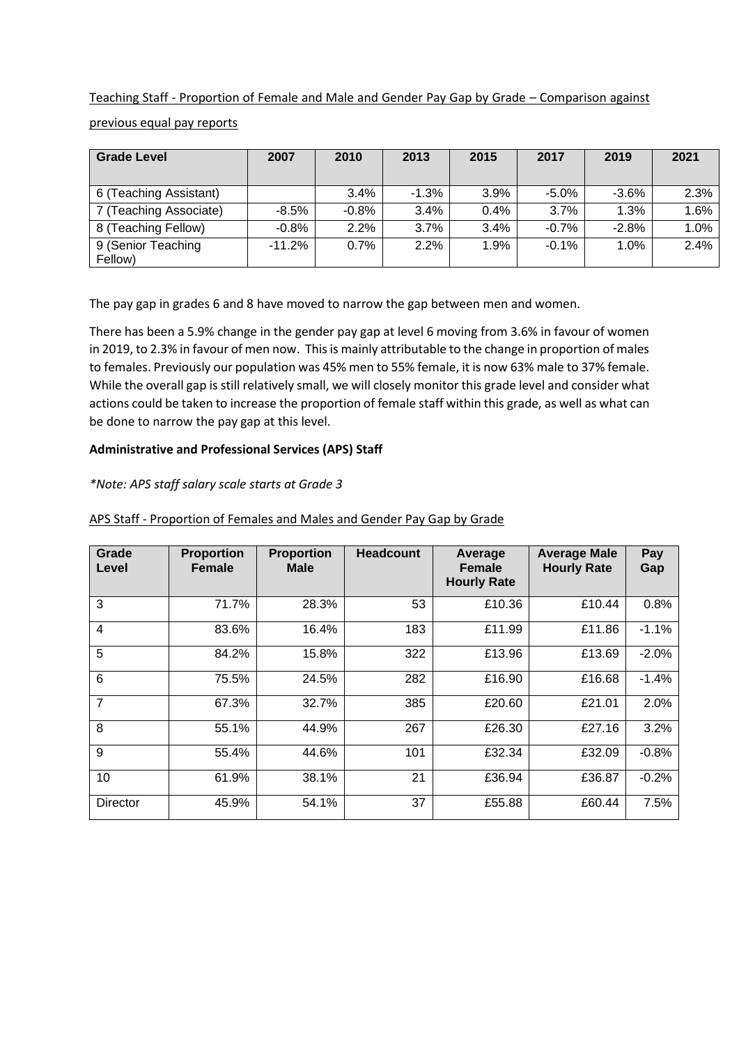Teaching Staff - Proportion of Female and Male and Gender Pay Gap by Grade – Comparison against previous equal pay reports

| Grade Level | 2007 | 2010 | 2013 | 2015 | 2017 | 2019 | 2021 |
|---|---|---|---|---|---|---|---|
| 6 (Teaching Assistant) | | 3.4% | -1.3% | 3.9% | -5.0% | -3.6% | 2.3% |
| 7 (Teaching Associate) | -8.5% | -0.8% | 3.4% | 0.4% | 3.7% | 1.3% | 1.6% |
| 8 (Teaching Fellow) | -0.8% | 2.2% | 3.7% | 3.4% | -0.7% | -2.8% | 1.0% |
| 9 (Senior Teaching Fellow) | -11.2% | 0.7% | 2.2% | 1.9% | -0.1% | 1.0% | 2.4% |

The pay gap in grades 6 and 8 have moved to narrow the gap between men and women.

There has been a 5.9% change in the gender pay gap at level 6 moving from 3.6% in favour of women in 2019, to 2.3% in favour of men now. This is mainly attributable to the change in proportion of males to females. Previously our population was 45% men to 55% female, it is now 63% male to 37% female. While the overall gap is still relatively small, we will closely monitor this grade level and consider what actions could be taken to increase the proportion of female staff within this grade, as well as what can be done to narrow the pay gap at this level.

**Administrative and Professional Services (APS) Staff**

*\*Note: APS staff salary scale starts at Grade 3*

APS Staff - Proportion of Females and Males and Gender Pay Gap by Grade

| Grade Level | Proportion Female | Proportion Male | Headcount | Average Female Hourly Rate | Average Male Hourly Rate | Pay Gap |
|---|---|---|---|---|---|---|
| 3 | 71.7% | 28.3% | 53 | £10.36 | £10.44 | 0.8% |
| 4 | 83.6% | 16.4% | 183 | £11.99 | £11.86 | -1.1% |
| 5 | 84.2% | 15.8% | 322 | £13.96 | £13.69 | -2.0% |
| 6 | 75.5% | 24.5% | 282 | £16.90 | £16.68 | -1.4% |
| 7 | 67.3% | 32.7% | 385 | £20.60 | £21.01 | 2.0% |
| 8 | 55.1% | 44.9% | 267 | £26.30 | £27.16 | 3.2% |
| 9 | 55.4% | 44.6% | 101 | £32.34 | £32.09 | -0.8% |
| 10 | 61.9% | 38.1% | 21 | £36.94 | £36.87 | -0.2% |
| Director | 45.9% | 54.1% | 37 | £55.88 | £60.44 | 7.5% |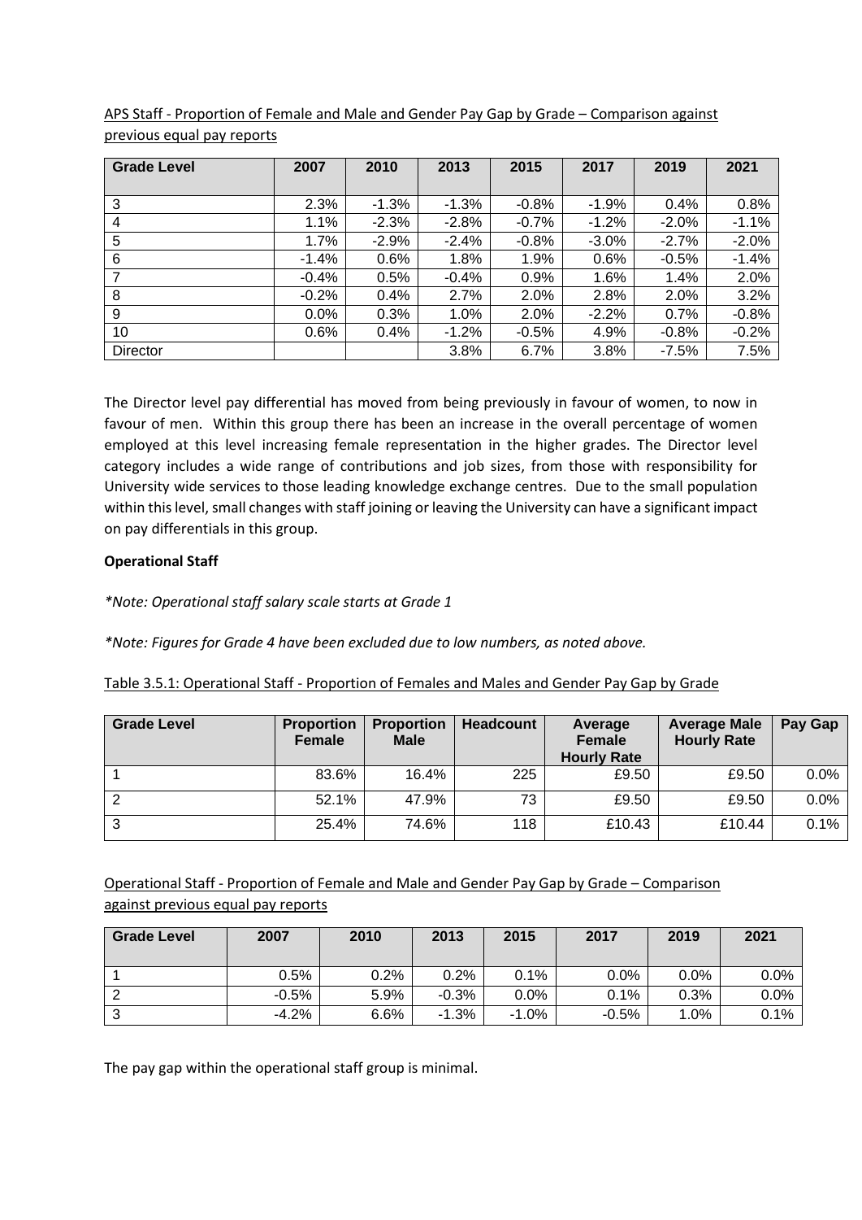APS Staff - Proportion of Female and Male and Gender Pay Gap by Grade – Comparison against previous equal pay reports

| Grade Level | 2007 | 2010 | 2013 | 2015 | 2017 | 2019 | 2021 |
|---|---|---|---|---|---|---|---|
| 3 | 2.3% | -1.3% | -1.3% | -0.8% | -1.9% | 0.4% | 0.8% |
| 4 | 1.1% | -2.3% | -2.8% | -0.7% | -1.2% | -2.0% | -1.1% |
| 5 | 1.7% | -2.9% | -2.4% | -0.8% | -3.0% | -2.7% | -2.0% |
| 6 | -1.4% | 0.6% | 1.8% | 1.9% | 0.6% | -0.5% | -1.4% |
| 7 | -0.4% | 0.5% | -0.4% | 0.9% | 1.6% | 1.4% | 2.0% |
| 8 | -0.2% | 0.4% | 2.7% | 2.0% | 2.8% | 2.0% | 3.2% |
| 9 | 0.0% | 0.3% | 1.0% | 2.0% | -2.2% | 0.7% | -0.8% |
| 10 | 0.6% | 0.4% | -1.2% | -0.5% | 4.9% | -0.8% | -0.2% |
| Director | | | 3.8% | 6.7% | 3.8% | -7.5% | 7.5% |

The Director level pay differential has moved from being previously in favour of women, to now in favour of men. Within this group there has been an increase in the overall percentage of women employed at this level increasing female representation in the higher grades. The Director level category includes a wide range of contributions and job sizes, from those with responsibility for University wide services to those leading knowledge exchange centres. Due to the small population within this level, small changes with staff joining or leaving the University can have a significant impact on pay differentials in this group.

**Operational Staff**

*\*Note: Operational staff salary scale starts at Grade 1*

*\*Note: Figures for Grade 4 have been excluded due to low numbers, as noted above.*

Table 3.5.1: Operational Staff - Proportion of Females and Males and Gender Pay Gap by Grade

| Grade Level | Proportion Female | Proportion Male | Headcount | Average Female Hourly Rate | Average Male Hourly Rate | Pay Gap |
|---|---|---|---|---|---|---|
| 1 | 83.6% | 16.4% | 225 | £9.50 | £9.50 | 0.0% |
| 2 | 52.1% | 47.9% | 73 | £9.50 | £9.50 | 0.0% |
| 3 | 25.4% | 74.6% | 118 | £10.43 | £10.44 | 0.1% |

Operational Staff - Proportion of Female and Male and Gender Pay Gap by Grade – Comparison against previous equal pay reports

| Grade Level | 2007 | 2010 | 2013 | 2015 | 2017 | 2019 | 2021 |
|---|---|---|---|---|---|---|---|
| 1 | 0.5% | 0.2% | 0.2% | 0.1% | 0.0% | 0.0% | 0.0% |
| 2 | -0.5% | 5.9% | -0.3% | 0.0% | 0.1% | 0.3% | 0.0% |
| 3 | -4.2% | 6.6% | -1.3% | -1.0% | -0.5% | 1.0% | 0.1% |

The pay gap within the operational staff group is minimal.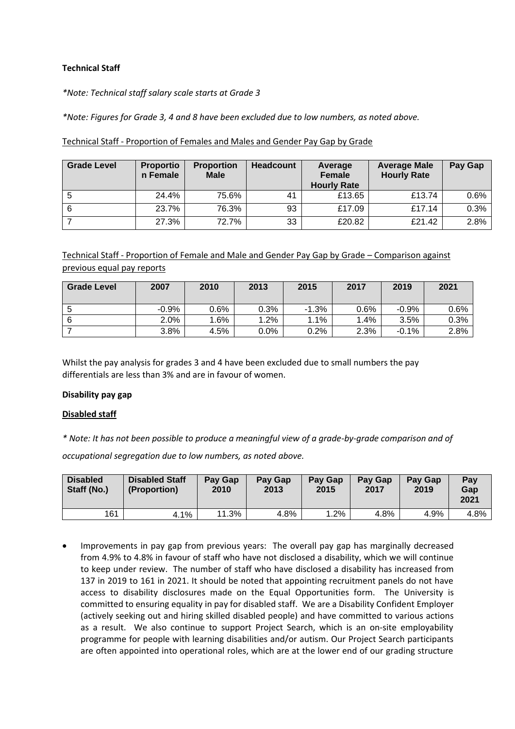**Technical Staff**

*\*Note: Technical staff salary scale starts at Grade 3*

*\*Note: Figures for Grade 3, 4 and 8 have been excluded due to low numbers, as noted above.*

Technical Staff - Proportion of Females and Males and Gender Pay Gap by Grade

| Grade Level | Proportion Female | Proportion Male | Headcount | Average Female Hourly Rate | Average Male Hourly Rate | Pay Gap |
|---|---|---|---|---|---|---|
| 5 | 24.4% | 75.6% | 41 | £13.65 | £13.74 | 0.6% |
| 6 | 23.7% | 76.3% | 93 | £17.09 | £17.14 | 0.3% |
| 7 | 27.3% | 72.7% | 33 | £20.82 | £21.42 | 2.8% |

Technical Staff - Proportion of Female and Male and Gender Pay Gap by Grade – Comparison against previous equal pay reports

| Grade Level | 2007 | 2010 | 2013 | 2015 | 2017 | 2019 | 2021 |
|---|---|---|---|---|---|---|---|
| 5 | -0.9% | 0.6% | 0.3% | -1.3% | 0.6% | -0.9% | 0.6% |
| 6 | 2.0% | 1.6% | 1.2% | 1.1% | 1.4% | 3.5% | 0.3% |
| 7 | 3.8% | 4.5% | 0.0% | 0.2% | 2.3% | -0.1% | 2.8% |

Whilst the pay analysis for grades 3 and 4 have been excluded due to small numbers the pay differentials are less than 3% and are in favour of women.

**Disability pay gap**

**Disabled staff**

*\* Note: It has not been possible to produce a meaningful view of a grade-by-grade comparison and of occupational segregation due to low numbers, as noted above.*

| Disabled Staff (No.) | Disabled Staff (Proportion) | Pay Gap 2010 | Pay Gap 2013 | Pay Gap 2015 | Pay Gap 2017 | Pay Gap 2019 | Pay Gap 2021 |
|---|---|---|---|---|---|---|---|
| 161 | 4.1% | 11.3% | 4.8% | 1.2% | 4.8% | 4.9% | 4.8% |

- Improvements in pay gap from previous years: The overall pay gap has marginally decreased from 4.9% to 4.8% in favour of staff who have not disclosed a disability, which we will continue to keep under review. The number of staff who have disclosed a disability has increased from 137 in 2019 to 161 in 2021. It should be noted that appointing recruitment panels do not have access to disability disclosures made on the Equal Opportunities form. The University is committed to ensuring equality in pay for disabled staff. We are a Disability Confident Employer (actively seeking out and hiring skilled disabled people) and have committed to various actions as a result. We also continue to support Project Search, which is an on-site employability programme for people with learning disabilities and/or autism. Our Project Search participants are often appointed into operational roles, which are at the lower end of our grading structure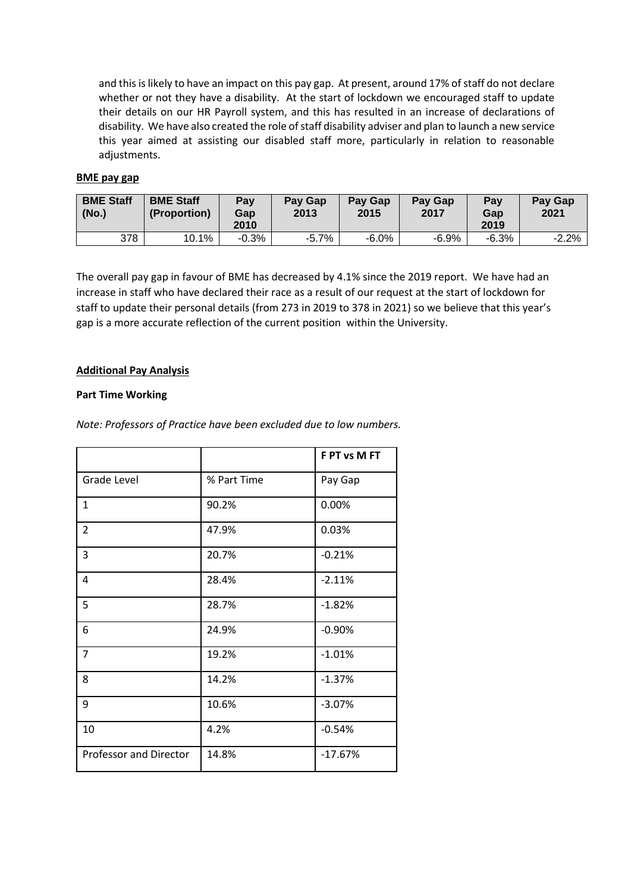and this is likely to have an impact on this pay gap. At present, around 17% of staff do not declare whether or not they have a disability. At the start of lockdown we encouraged staff to update their details on our HR Payroll system, and this has resulted in an increase of declarations of disability. We have also created the role of staff disability adviser and plan to launch a new service this year aimed at assisting our disabled staff more, particularly in relation to reasonable adjustments.

**BME pay gap**

| BME Staff (No.) | BME Staff (Proportion) | Pay Gap 2010 | Pay Gap 2013 | Pay Gap 2015 | Pay Gap 2017 | Pay Gap 2019 | Pay Gap 2021 |
|---|---|---|---|---|---|---|---|
| 378 | 10.1% | -0.3% | -5.7% | -6.0% | -6.9% | -6.3% | -2.2% |

The overall pay gap in favour of BME has decreased by 4.1% since the 2019 report. We have had an increase in staff who have declared their race as a result of our request at the start of lockdown for staff to update their personal details (from 273 in 2019 to 378 in 2021) so we believe that this year's gap is a more accurate reflection of the current position within the University.

**Additional Pay Analysis**

**Part Time Working**

*Note: Professors of Practice have been excluded due to low numbers.*

| | | F PT vs M FT |
|---|---|---|
| Grade Level | % Part Time | Pay Gap |
| 1 | 90.2% | 0.00% |
| 2 | 47.9% | 0.03% |
| 3 | 20.7% | -0.21% |
| 4 | 28.4% | -2.11% |
| 5 | 28.7% | -1.82% |
| 6 | 24.9% | -0.90% |
| 7 | 19.2% | -1.01% |
| 8 | 14.2% | -1.37% |
| 9 | 10.6% | -3.07% |
| 10 | 4.2% | -0.54% |
| Professor and Director | 14.8% | -17.67% |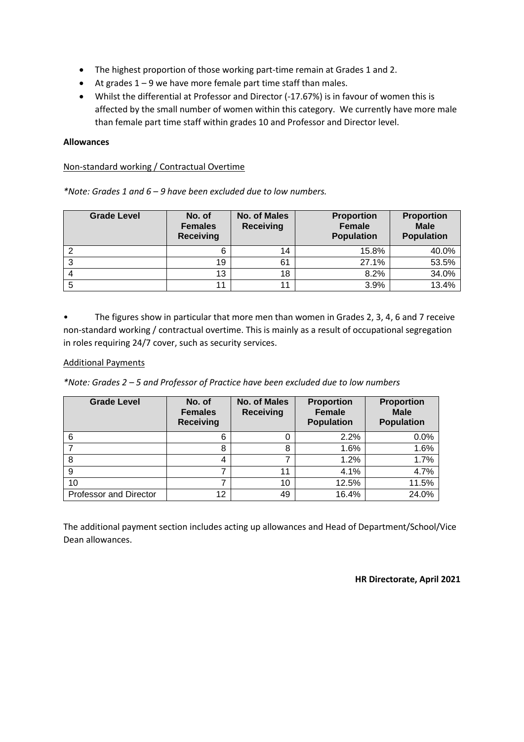- The highest proportion of those working part-time remain at Grades 1 and 2.
- At grades 1 – 9 we have more female part time staff than males.
- Whilst the differential at Professor and Director (-17.67%) is in favour of women this is affected by the small number of women within this category. We currently have more male than female part time staff within grades 10 and Professor and Director level.

**Allowances**

Non-standard working / Contractual Overtime

*\*Note: Grades 1 and 6 – 9 have been excluded due to low numbers.*

| Grade Level | No. of Females Receiving | No. of Males Receiving | Proportion Female Population | Proportion Male Population |
|---|---|---|---|---|
| 2 | 6 | 14 | 15.8% | 40.0% |
| 3 | 19 | 61 | 27.1% | 53.5% |
| 4 | 13 | 18 | 8.2% | 34.0% |
| 5 | 11 | 11 | 3.9% | 13.4% |

- The figures show in particular that more men than women in Grades 2, 3, 4, 6 and 7 receive non-standard working / contractual overtime. This is mainly as a result of occupational segregation in roles requiring 24/7 cover, such as security services.

Additional Payments

*\*Note: Grades 2 – 5 and Professor of Practice have been excluded due to low numbers*

| Grade Level | No. of Females Receiving | No. of Males Receiving | Proportion Female Population | Proportion Male Population |
|---|---|---|---|---|
| 6 | 6 | 0 | 2.2% | 0.0% |
| 7 | 8 | 8 | 1.6% | 1.6% |
| 8 | 4 | 7 | 1.2% | 1.7% |
| 9 | 7 | 11 | 4.1% | 4.7% |
| 10 | 7 | 10 | 12.5% | 11.5% |
| Professor and Director | 12 | 49 | 16.4% | 24.0% |

The additional payment section includes acting up allowances and Head of Department/School/Vice Dean allowances.

**HR Directorate, April 2021**